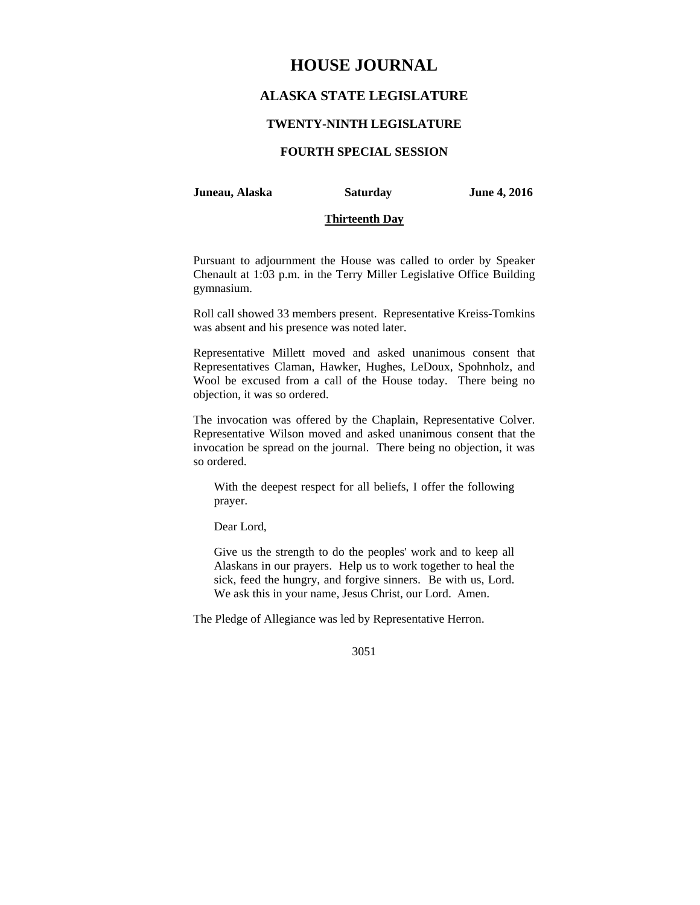# HOUSE JOURNAL

## ALASKA STATE LEGISLATURE

### TWENTY-NINTH LEGISLATURE

### FOURTH SPECIAL SESSION

**Juneau, Alaska** **Saturday** **June 4, 2016**

**Thirteenth Day**

Pursuant to adjournment the House was called to order by Speaker Chenault at 1:03 p.m. in the Terry Miller Legislative Office Building gymnasium.

Roll call showed 33 members present. Representative Kreiss-Tomkins was absent and his presence was noted later.

Representative Millett moved and asked unanimous consent that Representatives Claman, Hawker, Hughes, LeDoux, Spohnholz, and Wool be excused from a call of the House today. There being no objection, it was so ordered.

The invocation was offered by the Chaplain, Representative Colver. Representative Wilson moved and asked unanimous consent that the invocation be spread on the journal. There being no objection, it was so ordered.

> With the deepest respect for all beliefs, I offer the following prayer.
>
> Dear Lord,
>
> Give us the strength to do the peoples' work and to keep all Alaskans in our prayers. Help us to work together to heal the sick, feed the hungry, and forgive sinners. Be with us, Lord. We ask this in your name, Jesus Christ, our Lord. Amen.

The Pledge of Allegiance was led by Representative Herron.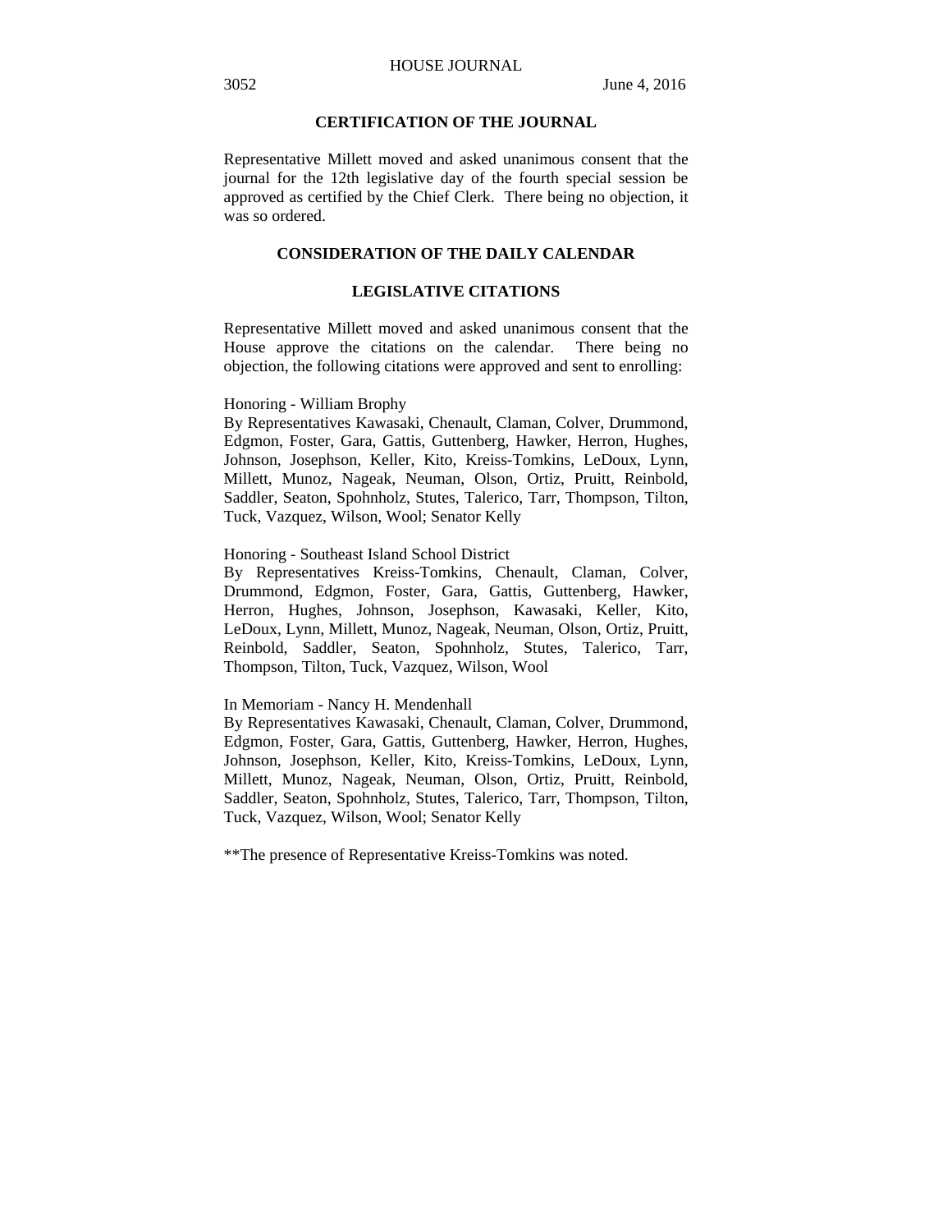## CERTIFICATION OF THE JOURNAL

Representative Millett moved and asked unanimous consent that the journal for the 12th legislative day of the fourth special session be approved as certified by the Chief Clerk. There being no objection, it was so ordered.

## CONSIDERATION OF THE DAILY CALENDAR

### LEGISLATIVE CITATIONS

Representative Millett moved and asked unanimous consent that the House approve the citations on the calendar. There being no objection, the following citations were approved and sent to enrolling:

Honoring - William Brophy
By Representatives Kawasaki, Chenault, Claman, Colver, Drummond, Edgmon, Foster, Gara, Gattis, Guttenberg, Hawker, Herron, Hughes, Johnson, Josephson, Keller, Kito, Kreiss-Tomkins, LeDoux, Lynn, Millett, Munoz, Nageak, Neuman, Olson, Ortiz, Pruitt, Reinbold, Saddler, Seaton, Spohnholz, Stutes, Talerico, Tarr, Thompson, Tilton, Tuck, Vazquez, Wilson, Wool; Senator Kelly

Honoring - Southeast Island School District
By Representatives Kreiss-Tomkins, Chenault, Claman, Colver, Drummond, Edgmon, Foster, Gara, Gattis, Guttenberg, Hawker, Herron, Hughes, Johnson, Josephson, Kawasaki, Keller, Kito, LeDoux, Lynn, Millett, Munoz, Nageak, Neuman, Olson, Ortiz, Pruitt, Reinbold, Saddler, Seaton, Spohnholz, Stutes, Talerico, Tarr, Thompson, Tilton, Tuck, Vazquez, Wilson, Wool

In Memoriam - Nancy H. Mendenhall
By Representatives Kawasaki, Chenault, Claman, Colver, Drummond, Edgmon, Foster, Gara, Gattis, Guttenberg, Hawker, Herron, Hughes, Johnson, Josephson, Keller, Kito, Kreiss-Tomkins, LeDoux, Lynn, Millett, Munoz, Nageak, Neuman, Olson, Ortiz, Pruitt, Reinbold, Saddler, Seaton, Spohnholz, Stutes, Talerico, Tarr, Thompson, Tilton, Tuck, Vazquez, Wilson, Wool; Senator Kelly

**The presence of Representative Kreiss-Tomkins was noted.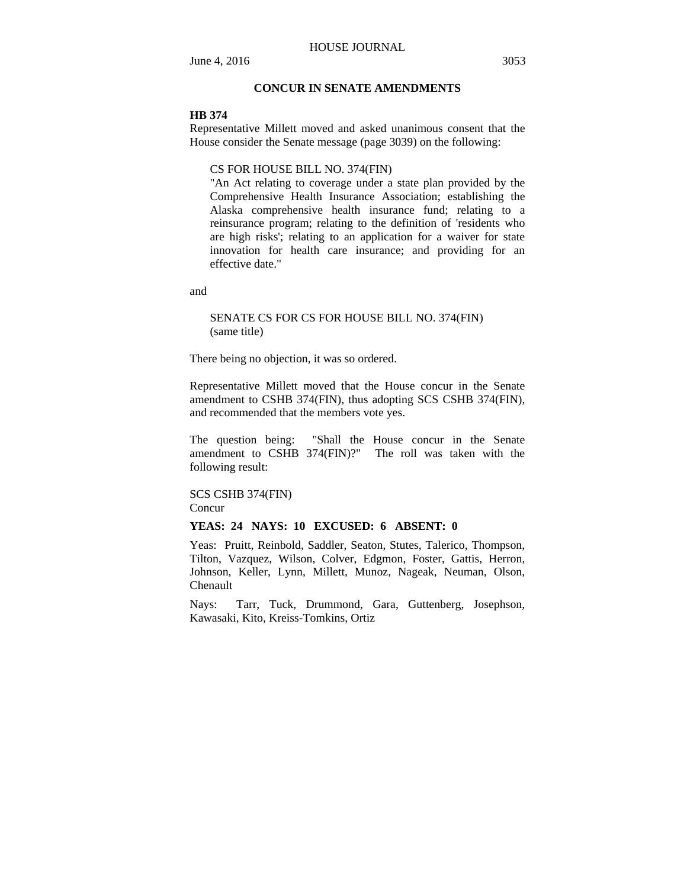## CONCUR IN SENATE AMENDMENTS

**HB 374**

Representative Millett moved and asked unanimous consent that the House consider the Senate message (page 3039) on the following:

> CS FOR HOUSE BILL NO. 374(FIN)
> "An Act relating to coverage under a state plan provided by the Comprehensive Health Insurance Association; establishing the Alaska comprehensive health insurance fund; relating to a reinsurance program; relating to the definition of 'residents who are high risks'; relating to an application for a waiver for state innovation for health care insurance; and providing for an effective date."

and

> SENATE CS FOR CS FOR HOUSE BILL NO. 374(FIN)
> (same title)

There being no objection, it was so ordered.

Representative Millett moved that the House concur in the Senate amendment to CSHB 374(FIN), thus adopting SCS CSHB 374(FIN), and recommended that the members vote yes.

The question being: "Shall the House concur in the Senate amendment to CSHB 374(FIN)?" The roll was taken with the following result:

SCS CSHB 374(FIN)
Concur

**YEAS: 24 NAYS: 10 EXCUSED: 6 ABSENT: 0**

Yeas: Pruitt, Reinbold, Saddler, Seaton, Stutes, Talerico, Thompson, Tilton, Vazquez, Wilson, Colver, Edgmon, Foster, Gattis, Herron, Johnson, Keller, Lynn, Millett, Munoz, Nageak, Neuman, Olson, Chenault

Nays: Tarr, Tuck, Drummond, Gara, Guttenberg, Josephson, Kawasaki, Kito, Kreiss-Tomkins, Ortiz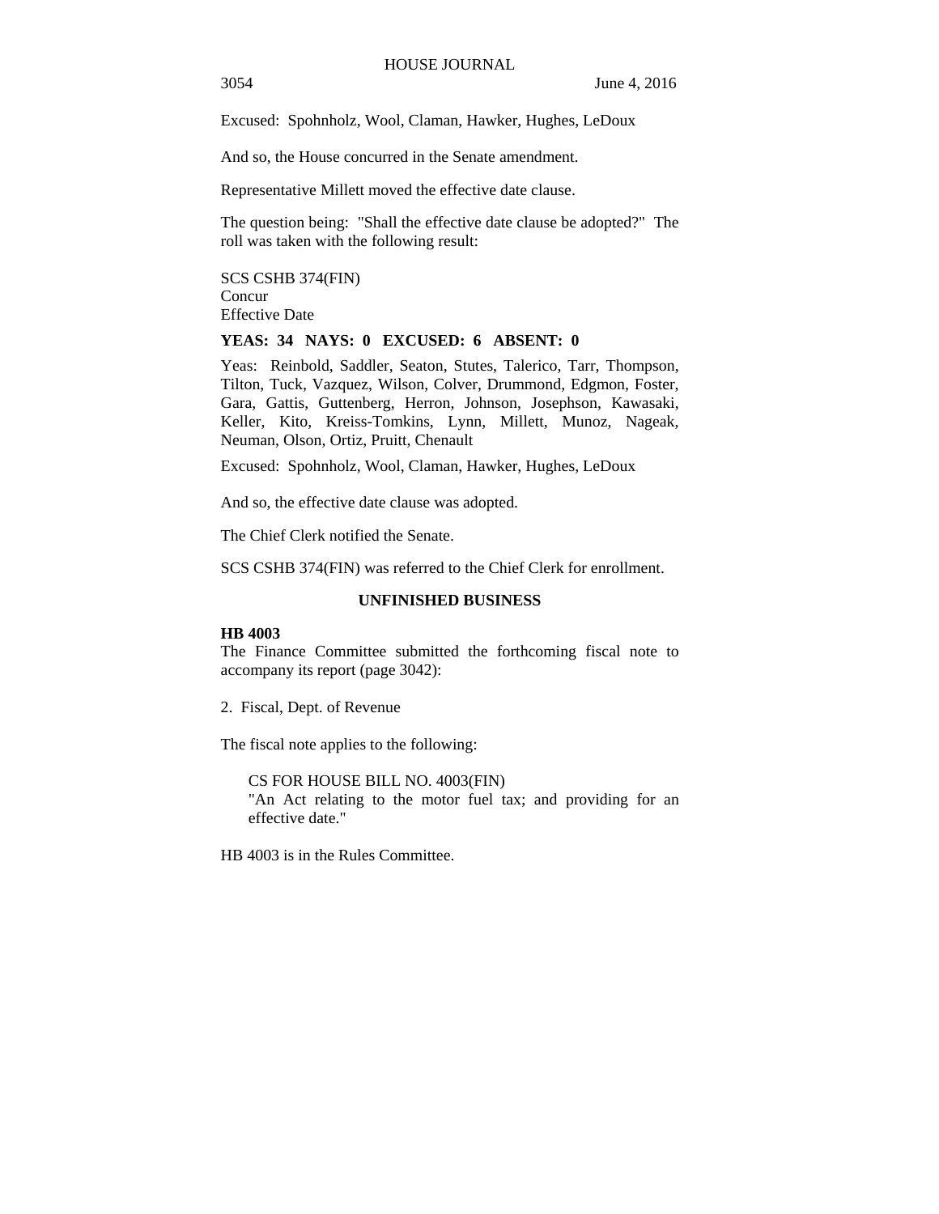Excused: Spohnholz, Wool, Claman, Hawker, Hughes, LeDoux

And so, the House concurred in the Senate amendment.

Representative Millett moved the effective date clause.

The question being: "Shall the effective date clause be adopted?" The roll was taken with the following result:

SCS CSHB 374(FIN)
Concur
Effective Date

**YEAS: 34 NAYS: 0 EXCUSED: 6 ABSENT: 0**

Yeas: Reinbold, Saddler, Seaton, Stutes, Talerico, Tarr, Thompson, Tilton, Tuck, Vazquez, Wilson, Colver, Drummond, Edgmon, Foster, Gara, Gattis, Guttenberg, Herron, Johnson, Josephson, Kawasaki, Keller, Kito, Kreiss-Tomkins, Lynn, Millett, Munoz, Nageak, Neuman, Olson, Ortiz, Pruitt, Chenault

Excused: Spohnholz, Wool, Claman, Hawker, Hughes, LeDoux

And so, the effective date clause was adopted.

The Chief Clerk notified the Senate.

SCS CSHB 374(FIN) was referred to the Chief Clerk for enrollment.

## UNFINISHED BUSINESS

**HB 4003**
The Finance Committee submitted the forthcoming fiscal note to accompany its report (page 3042):

2. Fiscal, Dept. of Revenue

The fiscal note applies to the following:

> CS FOR HOUSE BILL NO. 4003(FIN)
> "An Act relating to the motor fuel tax; and providing for an effective date."

HB 4003 is in the Rules Committee.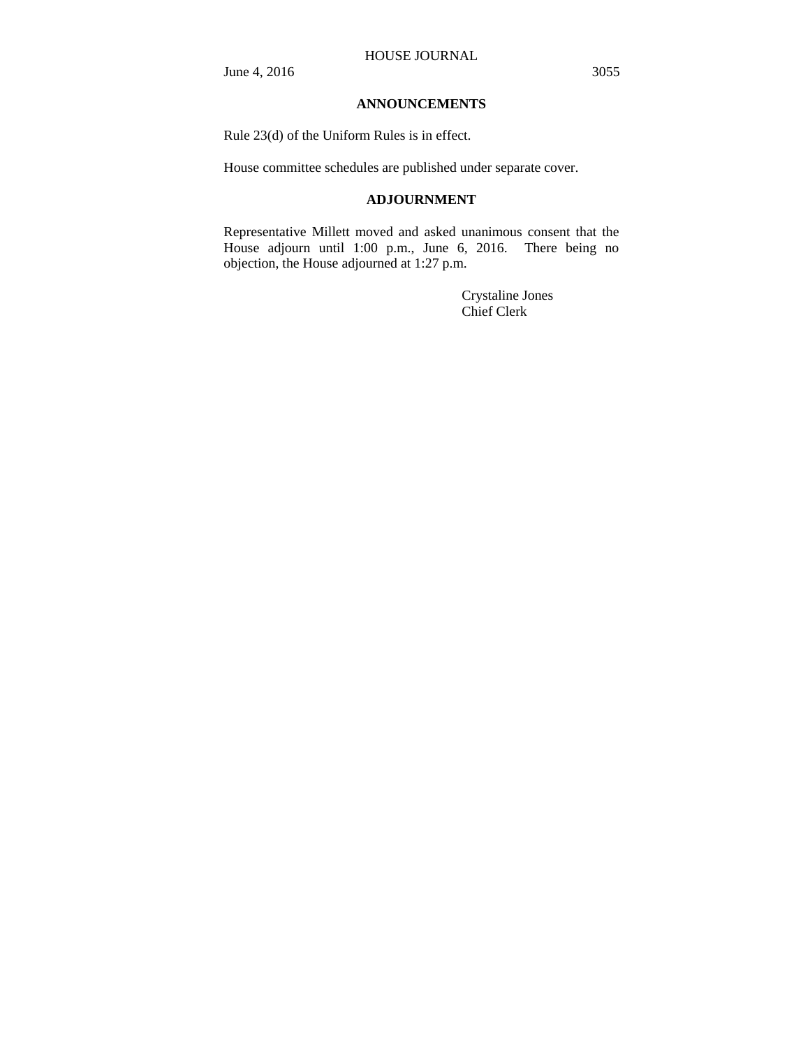## ANNOUNCEMENTS

Rule 23(d) of the Uniform Rules is in effect.

House committee schedules are published under separate cover.

## ADJOURNMENT

Representative Millett moved and asked unanimous consent that the House adjourn until 1:00 p.m., June 6, 2016. There being no objection, the House adjourned at 1:27 p.m.

Crystaline Jones
Chief Clerk